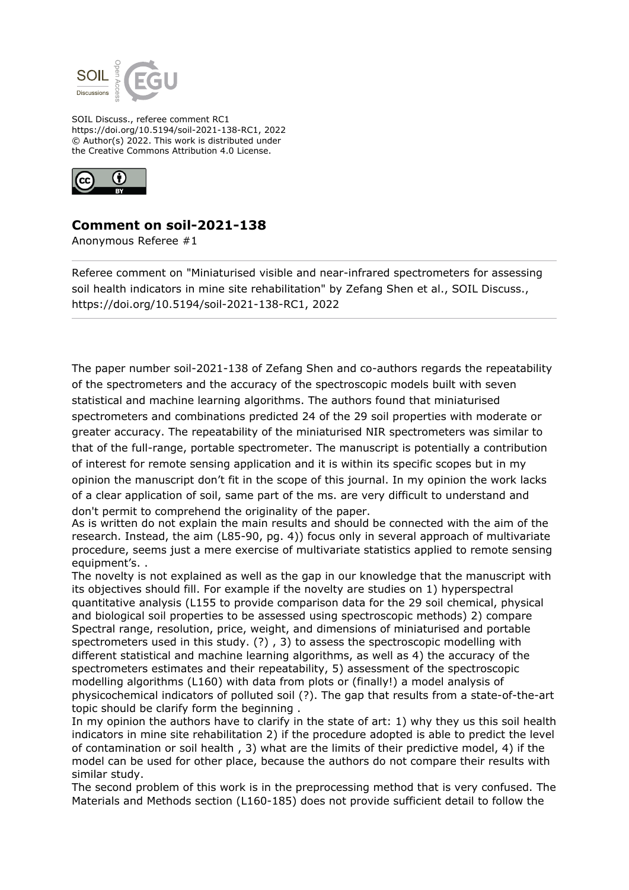SOIL Discuss., referee comment RC1
https://doi.org/10.5194/soil-2021-138-RC1, 2022
© Author(s) 2022. This work is distributed under
the Creative Commons Attribution 4.0 License.

## Comment on soil-2021-138

Anonymous Referee #1

Referee comment on "Miniaturised visible and near-infrared spectrometers for assessing soil health indicators in mine site rehabilitation" by Zefang Shen et al., SOIL Discuss., https://doi.org/10.5194/soil-2021-138-RC1, 2022

---

The paper number soil-2021-138 of Zefang Shen and co-authors regards the repeatability of the spectrometers and the accuracy of the spectroscopic models built with seven statistical and machine learning algorithms. The authors found that miniaturised spectrometers and combinations predicted 24 of the 29 soil properties with moderate or greater accuracy. The repeatability of the miniaturised NIR spectrometers was similar to that of the full-range, portable spectrometer. The manuscript is potentially a contribution of interest for remote sensing application and it is within its specific scopes but in my opinion the manuscript don't fit in the scope of this journal. In my opinion the work lacks of a clear application of soil, same part of the ms. are very difficult to understand and don't permit to comprehend the originality of the paper.
As is written do not explain the main results and should be connected with the aim of the research. Instead, the aim (L85-90, pg. 4)) focus only in several approach of multivariate procedure, seems just a mere exercise of multivariate statistics applied to remote sensing equipment's. .
The novelty is not explained as well as the gap in our knowledge that the manuscript with its objectives should fill. For example if the novelty are studies on 1) hyperspectral quantitative analysis (L155 to provide comparison data for the 29 soil chemical, physical and biological soil properties to be assessed using spectroscopic methods) 2) compare Spectral range, resolution, price, weight, and dimensions of miniaturised and portable spectrometers used in this study. (?) , 3) to assess the spectroscopic modelling with different statistical and machine learning algorithms, as well as 4) the accuracy of the spectrometers estimates and their repeatability, 5) assessment of the spectroscopic modelling algorithms (L160) with data from plots or (finally!) a model analysis of physicochemical indicators of polluted soil (?). The gap that results from a state-of-the-art topic should be clarify form the beginning .
In my opinion the authors have to clarify in the state of art: 1) why they us this soil health indicators in mine site rehabilitation 2) if the procedure adopted is able to predict the level of contamination or soil health , 3) what are the limits of their predictive model, 4) if the model can be used for other place, because the authors do not compare their results with similar study.
The second problem of this work is in the preprocessing method that is very confused. The Materials and Methods section (L160-185) does not provide sufficient detail to follow the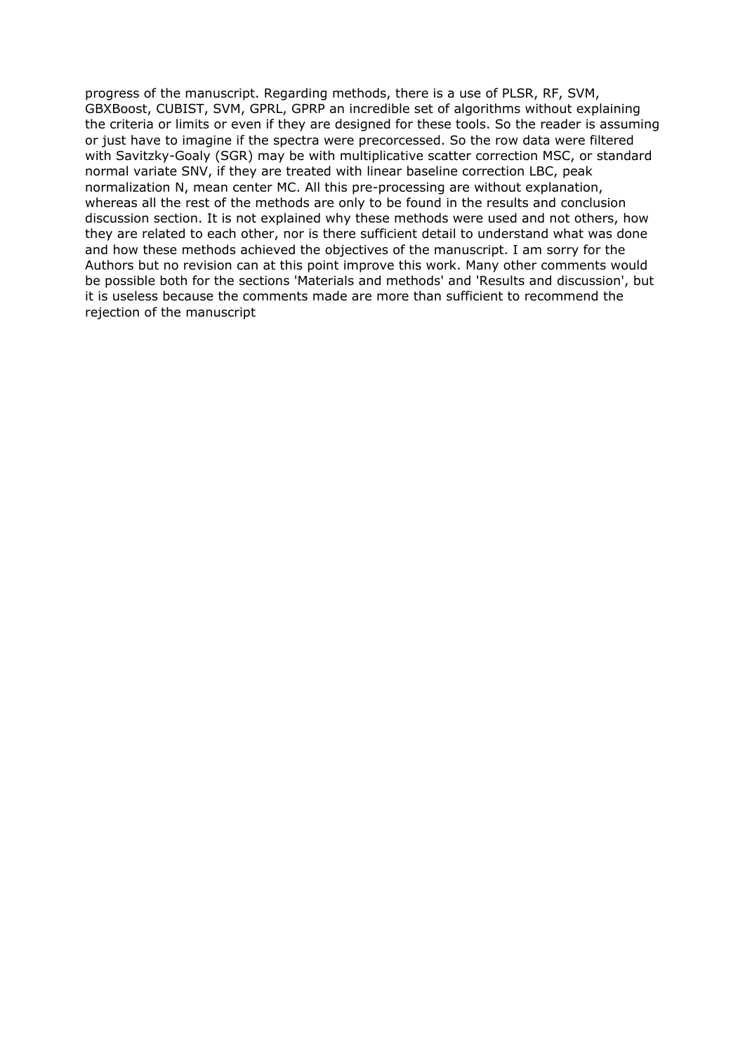progress of the manuscript. Regarding methods, there is a use of PLSR, RF, SVM, GBXBoost, CUBIST, SVM, GPRL, GPRP an incredible set of algorithms without explaining the criteria or limits or even if they are designed for these tools. So the reader is assuming or just have to imagine if the spectra were precorcessed. So the row data were filtered with Savitzky-Goaly (SGR) may be with multiplicative scatter correction MSC, or standard normal variate SNV, if they are treated with linear baseline correction LBC, peak normalization N, mean center MC. All this pre-processing are without explanation, whereas all the rest of the methods are only to be found in the results and conclusion discussion section. It is not explained why these methods were used and not others, how they are related to each other, nor is there sufficient detail to understand what was done and how these methods achieved the objectives of the manuscript. I am sorry for the Authors but no revision can at this point improve this work. Many other comments would be possible both for the sections 'Materials and methods' and 'Results and discussion', but it is useless because the comments made are more than sufficient to recommend the rejection of the manuscript